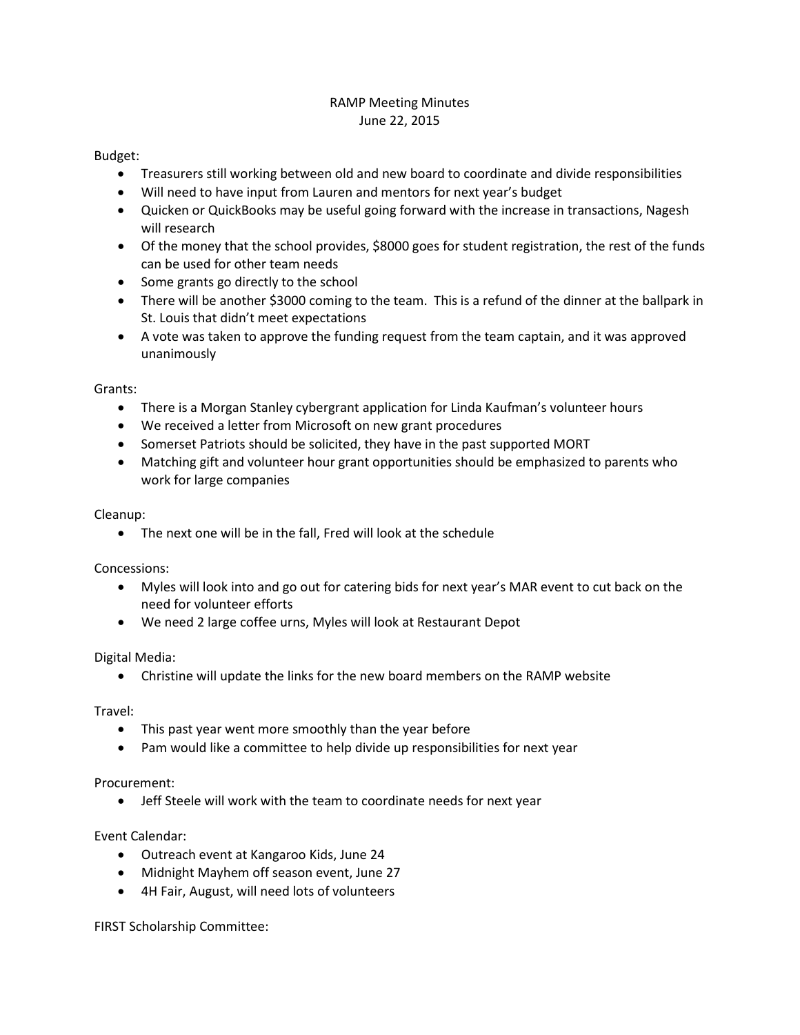# RAMP Meeting Minutes

June 22, 2015

Budget:

- Treasurers still working between old and new board to coordinate and divide responsibilities
- Will need to have input from Lauren and mentors for next year's budget
- Quicken or QuickBooks may be useful going forward with the increase in transactions, Nagesh will research
- Of the money that the school provides, $8000 goes for student registration, the rest of the funds can be used for other team needs
- Some grants go directly to the school
- There will be another $3000 coming to the team. This is a refund of the dinner at the ballpark in St. Louis that didn't meet expectations
- A vote was taken to approve the funding request from the team captain, and it was approved unanimously

Grants:

- There is a Morgan Stanley cybergrant application for Linda Kaufman's volunteer hours
- We received a letter from Microsoft on new grant procedures
- Somerset Patriots should be solicited, they have in the past supported MORT
- Matching gift and volunteer hour grant opportunities should be emphasized to parents who work for large companies

Cleanup:

- The next one will be in the fall, Fred will look at the schedule

Concessions:

- Myles will look into and go out for catering bids for next year's MAR event to cut back on the need for volunteer efforts
- We need 2 large coffee urns, Myles will look at Restaurant Depot

Digital Media:

- Christine will update the links for the new board members on the RAMP website

Travel:

- This past year went more smoothly than the year before
- Pam would like a committee to help divide up responsibilities for next year

Procurement:

- Jeff Steele will work with the team to coordinate needs for next year

Event Calendar:

- Outreach event at Kangaroo Kids, June 24
- Midnight Mayhem off season event, June 27
- 4H Fair, August, will need lots of volunteers

FIRST Scholarship Committee: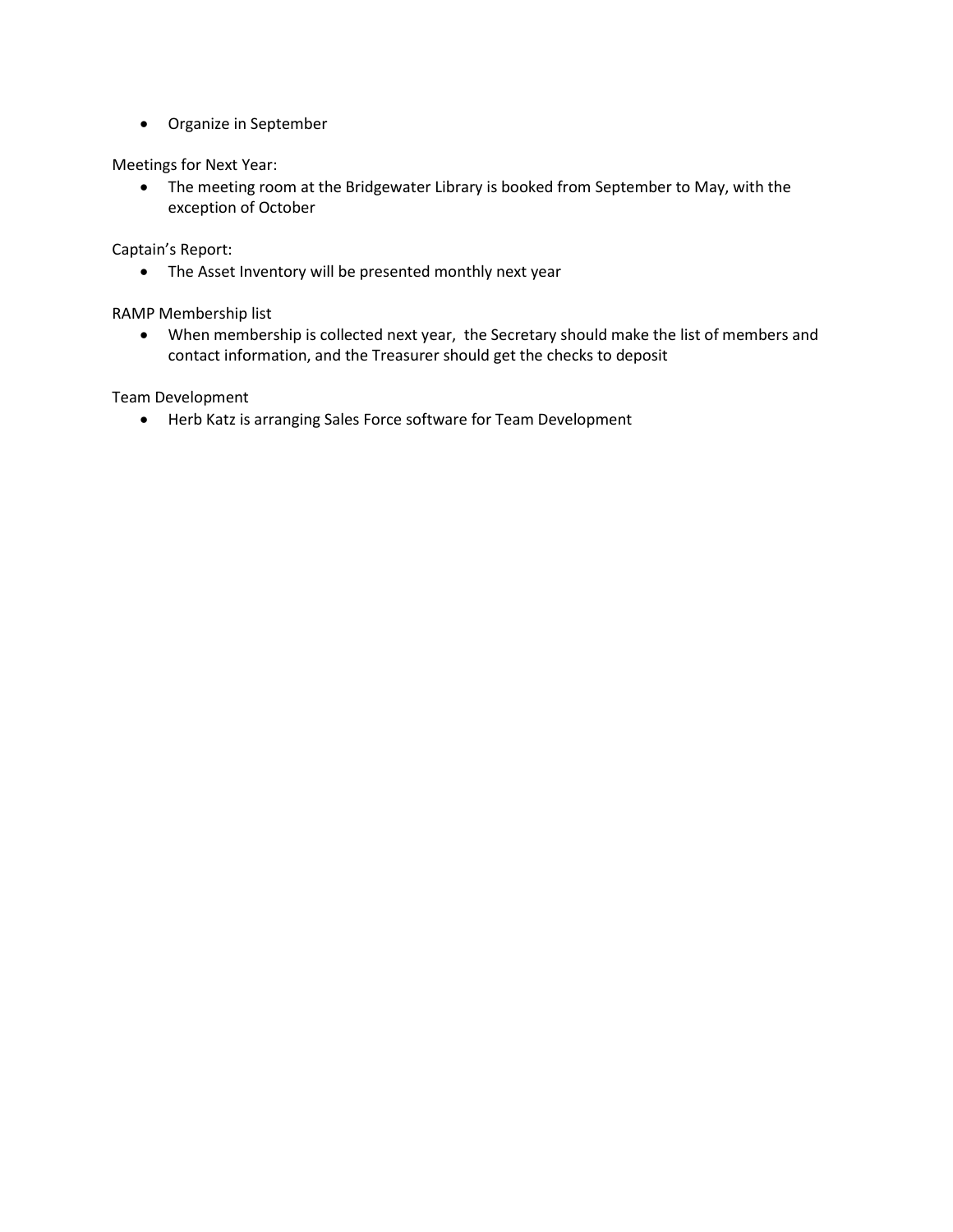- Organize in September

Meetings for Next Year:

- The meeting room at the Bridgewater Library is booked from September to May, with the exception of October

Captain's Report:

- The Asset Inventory will be presented monthly next year

RAMP Membership list

- When membership is collected next year, the Secretary should make the list of members and contact information, and the Treasurer should get the checks to deposit

Team Development

- Herb Katz is arranging Sales Force software for Team Development